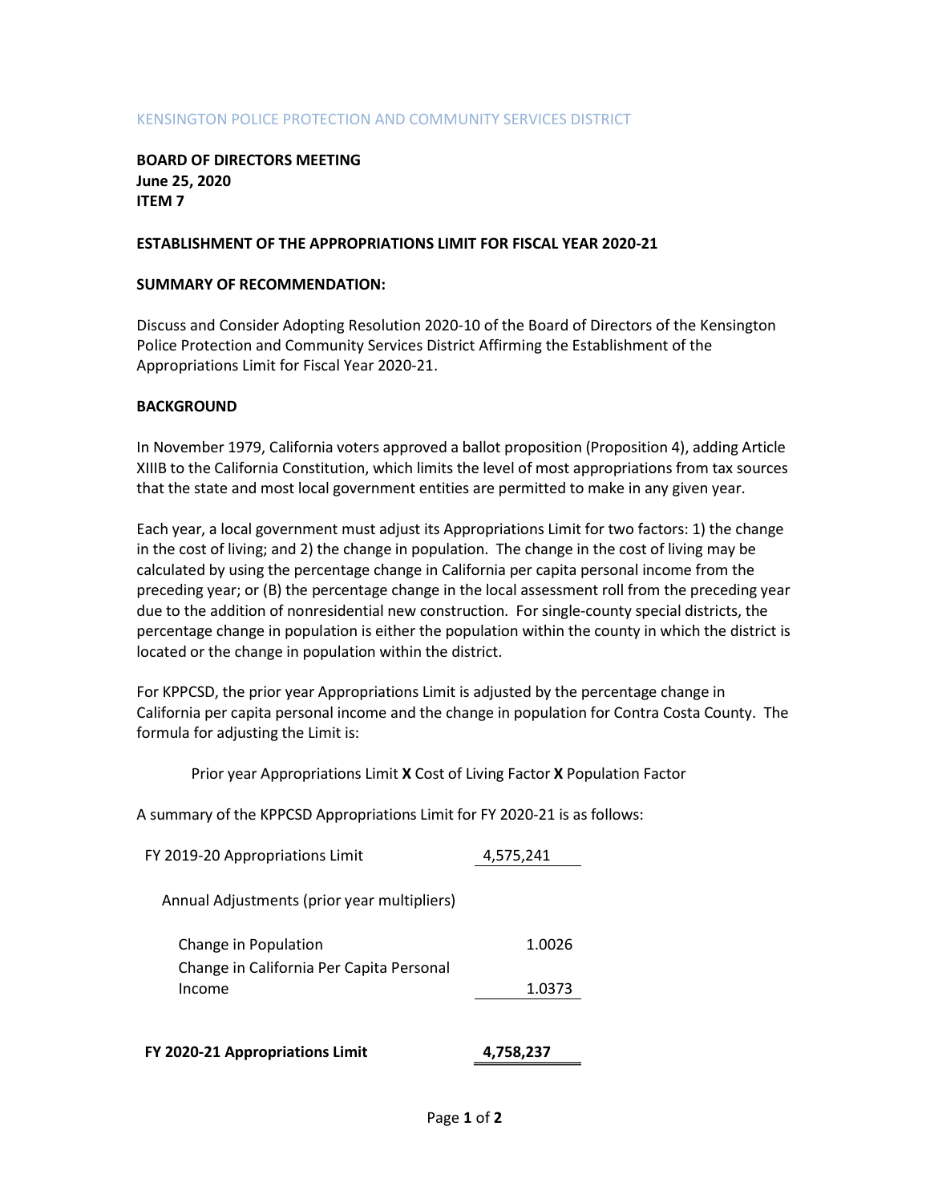KENSINGTON POLICE PROTECTION AND COMMUNITY SERVICES DISTRICT

**BOARD OF DIRECTORS MEETING**
**June 25, 2020**
**ITEM 7**

**ESTABLISHMENT OF THE APPROPRIATIONS LIMIT FOR FISCAL YEAR 2020-21**

**SUMMARY OF RECOMMENDATION:**

Discuss and Consider Adopting Resolution 2020-10 of the Board of Directors of the Kensington Police Protection and Community Services District Affirming the Establishment of the Appropriations Limit for Fiscal Year 2020-21.

**BACKGROUND**

In November 1979, California voters approved a ballot proposition (Proposition 4), adding Article XIIIB to the California Constitution, which limits the level of most appropriations from tax sources that the state and most local government entities are permitted to make in any given year.

Each year, a local government must adjust its Appropriations Limit for two factors: 1) the change in the cost of living; and 2) the change in population. The change in the cost of living may be calculated by using the percentage change in California per capita personal income from the preceding year; or (B) the percentage change in the local assessment roll from the preceding year due to the addition of nonresidential new construction. For single-county special districts, the percentage change in population is either the population within the county in which the district is located or the change in population within the district.

For KPPCSD, the prior year Appropriations Limit is adjusted by the percentage change in California per capita personal income and the change in population for Contra Costa County. The formula for adjusting the Limit is:

Prior year Appropriations Limit **X** Cost of Living Factor **X** Population Factor

A summary of the KPPCSD Appropriations Limit for FY 2020-21 is as follows:

| | |
|---|---|
| FY 2019-20 Appropriations Limit | 4,575,241 |
| Annual Adjustments (prior year multipliers) | |
| Change in Population | 1.0026 |
| Change in California Per Capita Personal Income | 1.0373 |
| **FY 2020-21 Appropriations Limit** | **4,758,237** |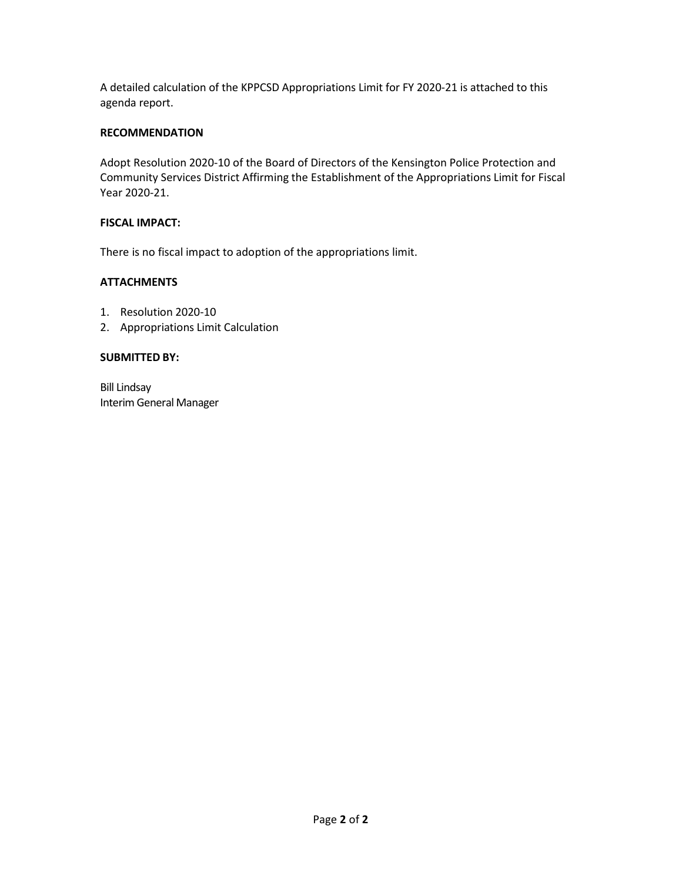A detailed calculation of the KPPCSD Appropriations Limit for FY 2020-21 is attached to this agenda report.

**RECOMMENDATION**

Adopt Resolution 2020-10 of the Board of Directors of the Kensington Police Protection and Community Services District Affirming the Establishment of the Appropriations Limit for Fiscal Year 2020-21.

**FISCAL IMPACT:**

There is no fiscal impact to adoption of the appropriations limit.

**ATTACHMENTS**

1. Resolution 2020-10
2. Appropriations Limit Calculation

**SUBMITTED BY:**

Bill Lindsay
Interim General Manager